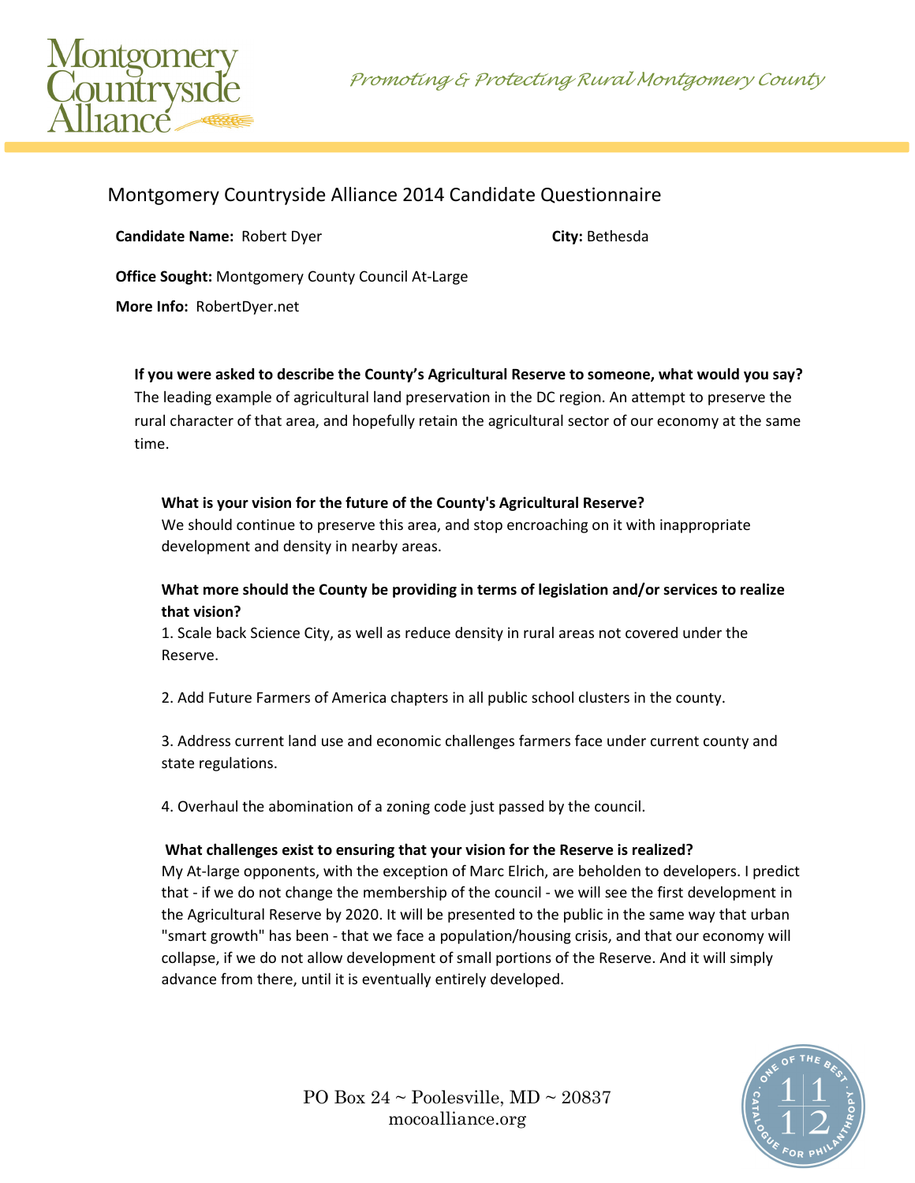Montgomery Countryside Alliance

*Promoting & Protecting Rural Montgomery County*

# Montgomery Countryside Alliance 2014 Candidate Questionnaire

**Candidate Name:** Robert Dyer **City:** Bethesda

**Office Sought:** Montgomery County Council At-Large

**More Info:** RobertDyer.net

**If you were asked to describe the County's Agricultural Reserve to someone, what would you say?**
The leading example of agricultural land preservation in the DC region. An attempt to preserve the rural character of that area, and hopefully retain the agricultural sector of our economy at the same time.

**What is your vision for the future of the County's Agricultural Reserve?**
We should continue to preserve this area, and stop encroaching on it with inappropriate development and density in nearby areas.

**What more should the County be providing in terms of legislation and/or services to realize that vision?**

1. Scale back Science City, as well as reduce density in rural areas not covered under the Reserve.

2. Add Future Farmers of America chapters in all public school clusters in the county.

3. Address current land use and economic challenges farmers face under current county and state regulations.

4. Overhaul the abomination of a zoning code just passed by the council.

**What challenges exist to ensuring that your vision for the Reserve is realized?**
My At-large opponents, with the exception of Marc Elrich, are beholden to developers. I predict that - if we do not change the membership of the council - we will see the first development in the Agricultural Reserve by 2020. It will be presented to the public in the same way that urban "smart growth" has been - that we face a population/housing crisis, and that our economy will collapse, if we do not allow development of small portions of the Reserve. And it will simply advance from there, until it is eventually entirely developed.

PO Box 24 ~ Poolesville, MD ~ 20837
mocoalliance.org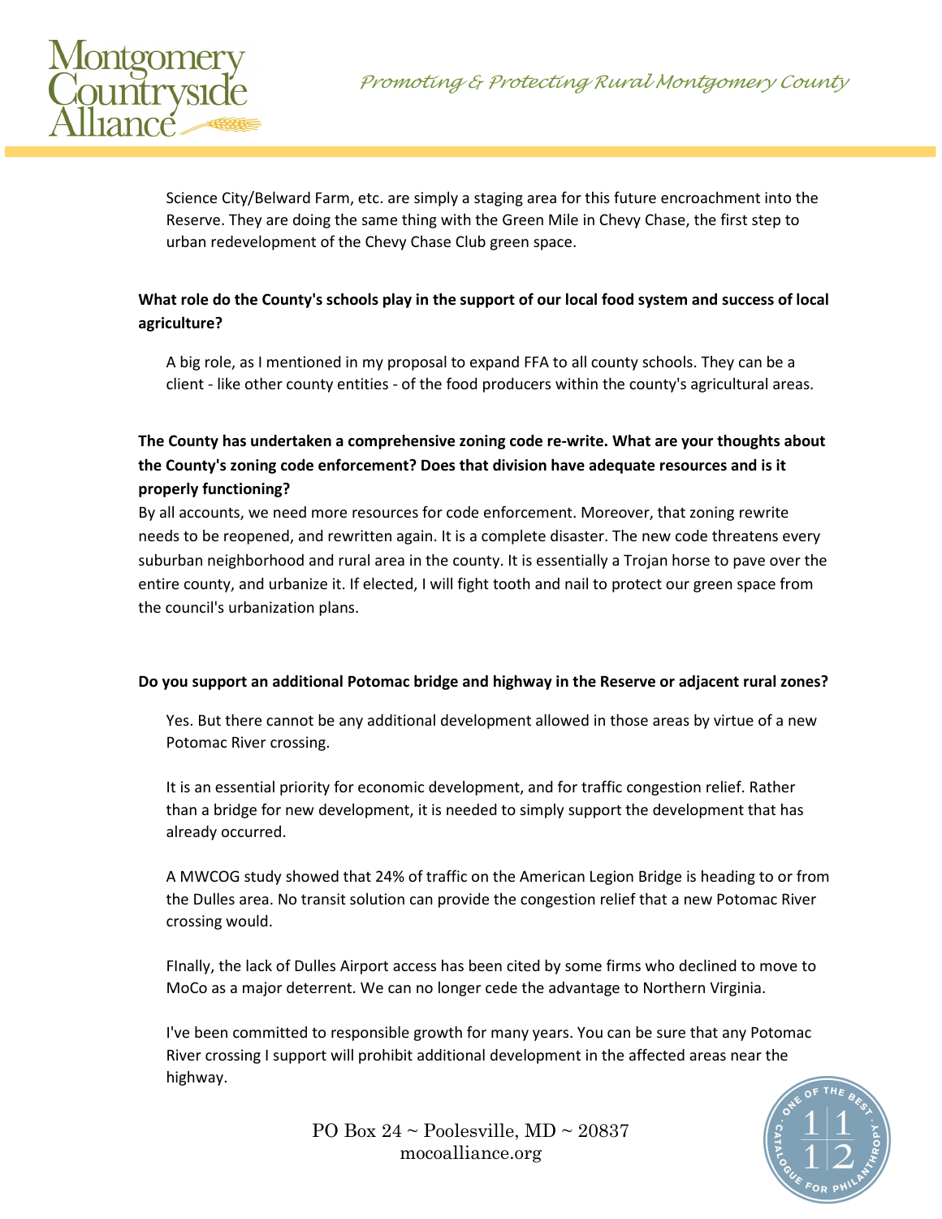Science City/Belward Farm, etc. are simply a staging area for this future encroachment into the Reserve. They are doing the same thing with the Green Mile in Chevy Chase, the first step to urban redevelopment of the Chevy Chase Club green space.

**What role do the County's schools play in the support of our local food system and success of local agriculture?**

A big role, as I mentioned in my proposal to expand FFA to all county schools. They can be a client - like other county entities - of the food producers within the county's agricultural areas.

**The County has undertaken a comprehensive zoning code re-write. What are your thoughts about the County's zoning code enforcement? Does that division have adequate resources and is it properly functioning?**

By all accounts, we need more resources for code enforcement. Moreover, that zoning rewrite needs to be reopened, and rewritten again. It is a complete disaster. The new code threatens every suburban neighborhood and rural area in the county. It is essentially a Trojan horse to pave over the entire county, and urbanize it. If elected, I will fight tooth and nail to protect our green space from the council's urbanization plans.

**Do you support an additional Potomac bridge and highway in the Reserve or adjacent rural zones?**

Yes. But there cannot be any additional development allowed in those areas by virtue of a new Potomac River crossing.

It is an essential priority for economic development, and for traffic congestion relief. Rather than a bridge for new development, it is needed to simply support the development that has already occurred.

A MWCOG study showed that 24% of traffic on the American Legion Bridge is heading to or from the Dulles area. No transit solution can provide the congestion relief that a new Potomac River crossing would.

FInally, the lack of Dulles Airport access has been cited by some firms who declined to move to MoCo as a major deterrent. We can no longer cede the advantage to Northern Virginia.

I've been committed to responsible growth for many years. You can be sure that any Potomac River crossing I support will prohibit additional development in the affected areas near the highway.